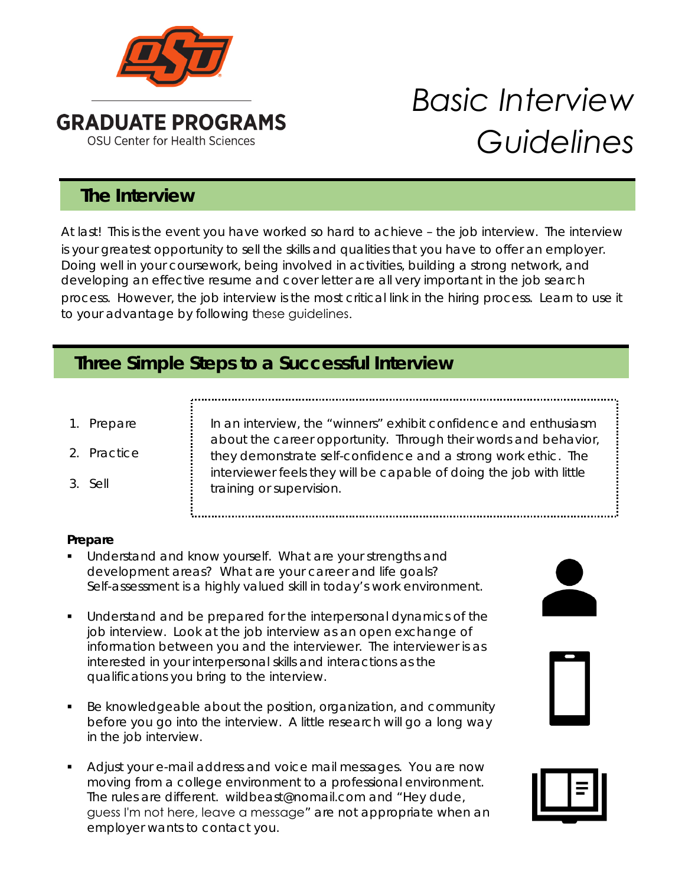GRADUATE PROGRAMS

OSU Center for Health Sciences

# *Basic Interview Guidelines*

## The Interview

At last! This is the event you have worked so hard to achieve – the job interview. The interview is your greatest opportunity to sell the skills and qualities that you have to offer an employer. Doing well in your coursework, being involved in activities, building a strong network, and developing an effective resume and cover letter are all very important in the job search process. However, the job interview is the most critical link in the hiring process. Learn to use it to your advantage by following these guidelines.

## Three Simple Steps to a Successful Interview

1. Prepare
2. Practice
3. Sell

In an interview, the "winners" exhibit confidence and enthusiasm about the career opportunity. Through their words and behavior, they demonstrate self-confidence and a strong work ethic. The interviewer feels they will be capable of doing the job with little training or supervision.

**Prepare**

- Understand and know yourself. What are your strengths and development areas? What are your career and life goals? Self-assessment is a highly valued skill in today's work environment.
- Understand and be prepared for the interpersonal dynamics of the job interview. Look at the job interview as an open exchange of information between you and the interviewer. The interviewer is as interested in your interpersonal skills and interactions as the qualifications you bring to the interview.
- Be knowledgeable about the position, organization, and community before you go into the interview. A little research will go a long way in the job interview.
- Adjust your e-mail address and voice mail messages. You are now moving from a college environment to a professional environment. The rules are different. wildbeast@nomail.com and "Hey dude, guess I'm not here, leave a message" are not appropriate when an employer wants to contact you.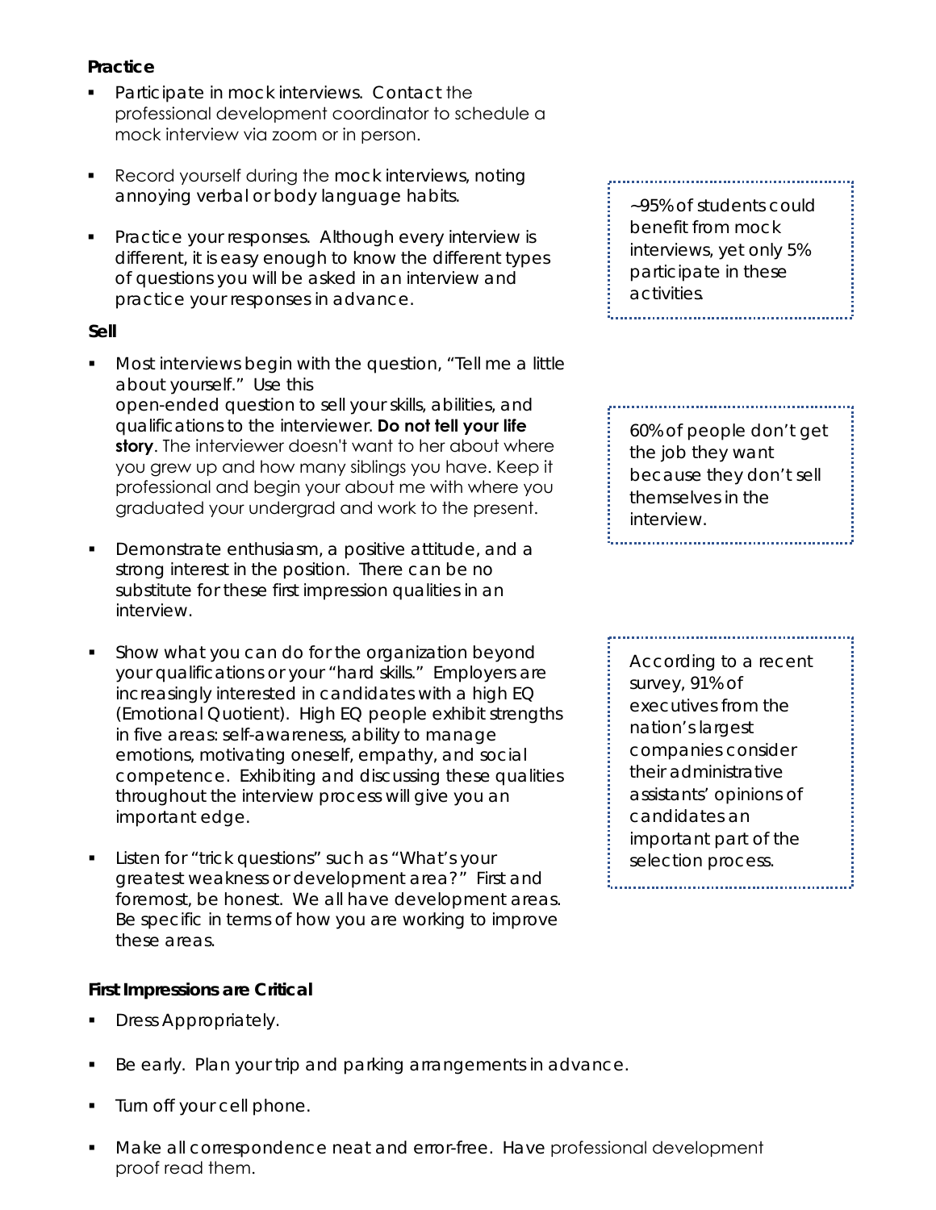**Practice**

- Participate in mock interviews. Contact the professional development coordinator to schedule a mock interview via zoom or in person.
- Record yourself during the mock interviews, noting annoying verbal or body language habits.
- Practice your responses. Although every interview is different, it is easy enough to know the different types of questions you will be asked in an interview and practice your responses in advance.

~95% of students could benefit from mock interviews, yet only 5% participate in these activities.

**Sell**

- Most interviews begin with the question, "Tell me a little about yourself." Use this open-ended question to sell your skills, abilities, and qualifications to the interviewer. **Do not tell your life story**. The interviewer doesn't want to her about where you grew up and how many siblings you have. Keep it professional and begin your about me with where you graduated your undergrad and work to the present.

60% of people don't get the job they want because they don't sell themselves in the interview.

- Demonstrate enthusiasm, a positive attitude, and a strong interest in the position. There can be no substitute for these first impression qualities in an interview.
- Show what you can do for the organization beyond your qualifications or your "hard skills." Employers are increasingly interested in candidates with a high EQ (Emotional Quotient). High EQ people exhibit strengths in five areas: self-awareness, ability to manage emotions, motivating oneself, empathy, and social competence. Exhibiting and discussing these qualities throughout the interview process will give you an important edge.
- Listen for "trick questions" such as "What's your greatest weakness or development area?" First and foremost, be honest. We all have development areas. Be specific in terms of how you are working to improve these areas.

According to a recent survey, 91% of executives from the nation's largest companies consider their administrative assistants' opinions of candidates an important part of the selection process.

**First Impressions are Critical**

- Dress Appropriately.
- Be early. Plan your trip and parking arrangements in advance.
- Turn off your cell phone.
- Make all correspondence neat and error-free. Have professional development proof read them.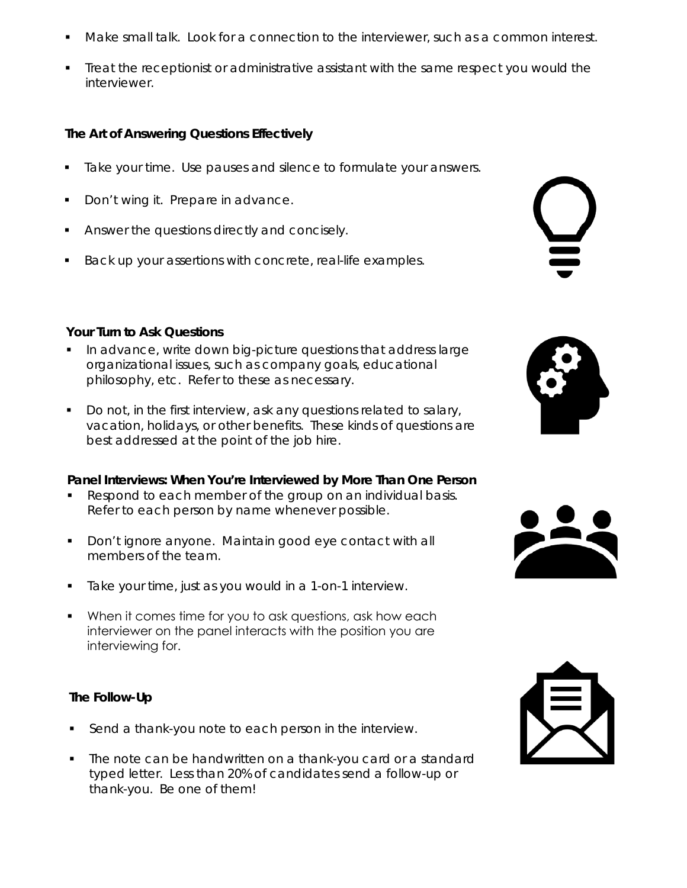- Make small talk. Look for a connection to the interviewer, such as a common interest.
- Treat the receptionist or administrative assistant with the same respect you would the interviewer.

**The Art of Answering Questions Effectively**

- Take your time. Use pauses and silence to formulate your answers.
- Don't wing it. Prepare in advance.
- Answer the questions directly and concisely.
- Back up your assertions with concrete, real-life examples.

**Your Turn to Ask Questions**

- In advance, write down big-picture questions that address large organizational issues, such as company goals, educational philosophy, etc. Refer to these as necessary.
- Do not, in the first interview, ask any questions related to salary, vacation, holidays, or other benefits. These kinds of questions are best addressed at the point of the job hire.

**Panel Interviews: When You're Interviewed by More Than One Person**

- Respond to each member of the group on an individual basis. Refer to each person by name whenever possible.
- Don't ignore anyone. Maintain good eye contact with all members of the team.
- Take your time, just as you would in a 1-on-1 interview.
- When it comes time for you to ask questions, ask how each interviewer on the panel interacts with the position you are interviewing for.

**The Follow-Up**

- Send a thank-you note to each person in the interview.
- The note can be handwritten on a thank-you card or a standard typed letter. Less than 20% of candidates send a follow-up or thank-you. Be one of them!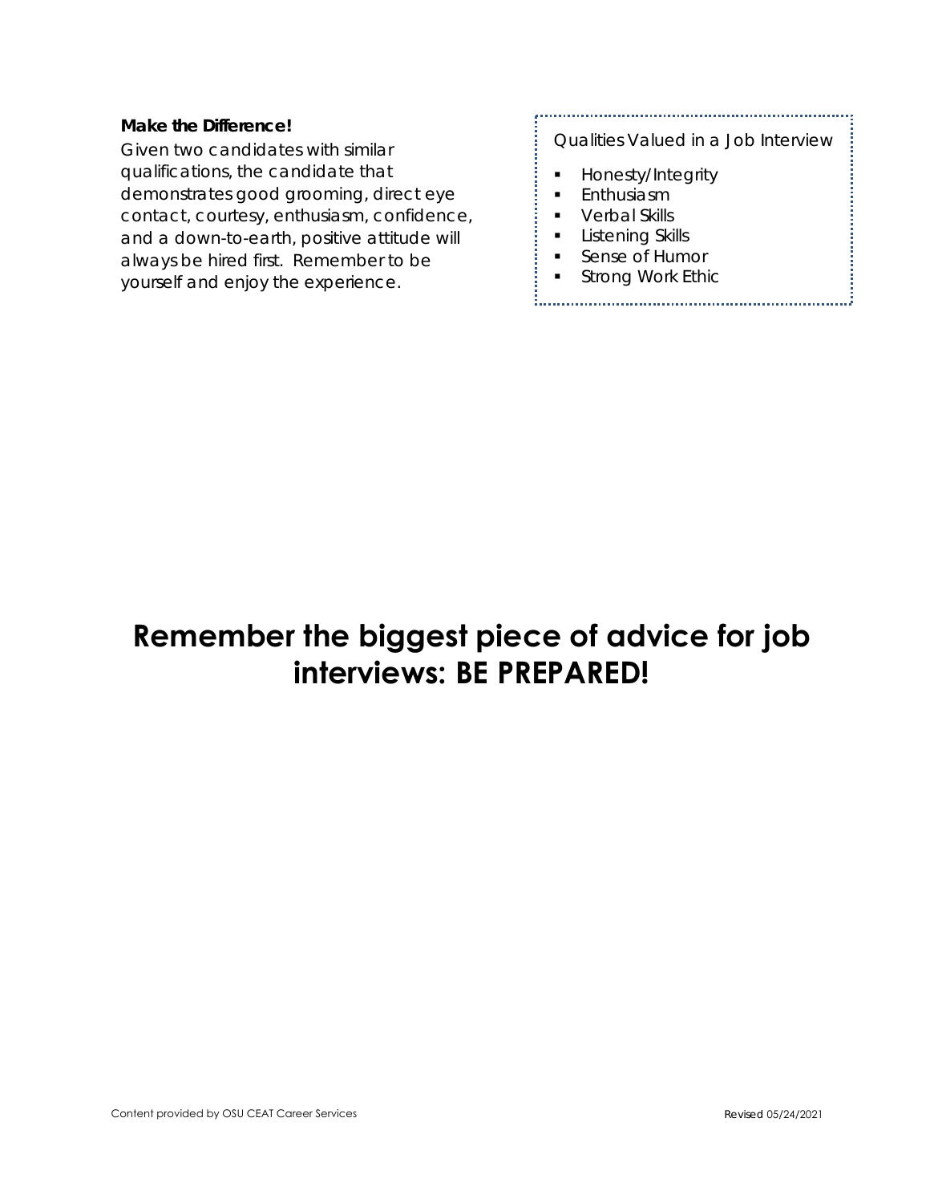**Make the Difference!**

Given two candidates with similar qualifications, the candidate that demonstrates good grooming, direct eye contact, courtesy, enthusiasm, confidence, and a down-to-earth, positive attitude will always be hired first. Remember to be yourself and enjoy the experience.

Qualities Valued in a Job Interview

- Honesty/Integrity
- Enthusiasm
- Verbal Skills
- Listening Skills
- Sense of Humor
- Strong Work Ethic

# Remember the biggest piece of advice for job interviews: BE PREPARED!

Content provided by OSU CEAT Career Services

Revised 05/24/2021